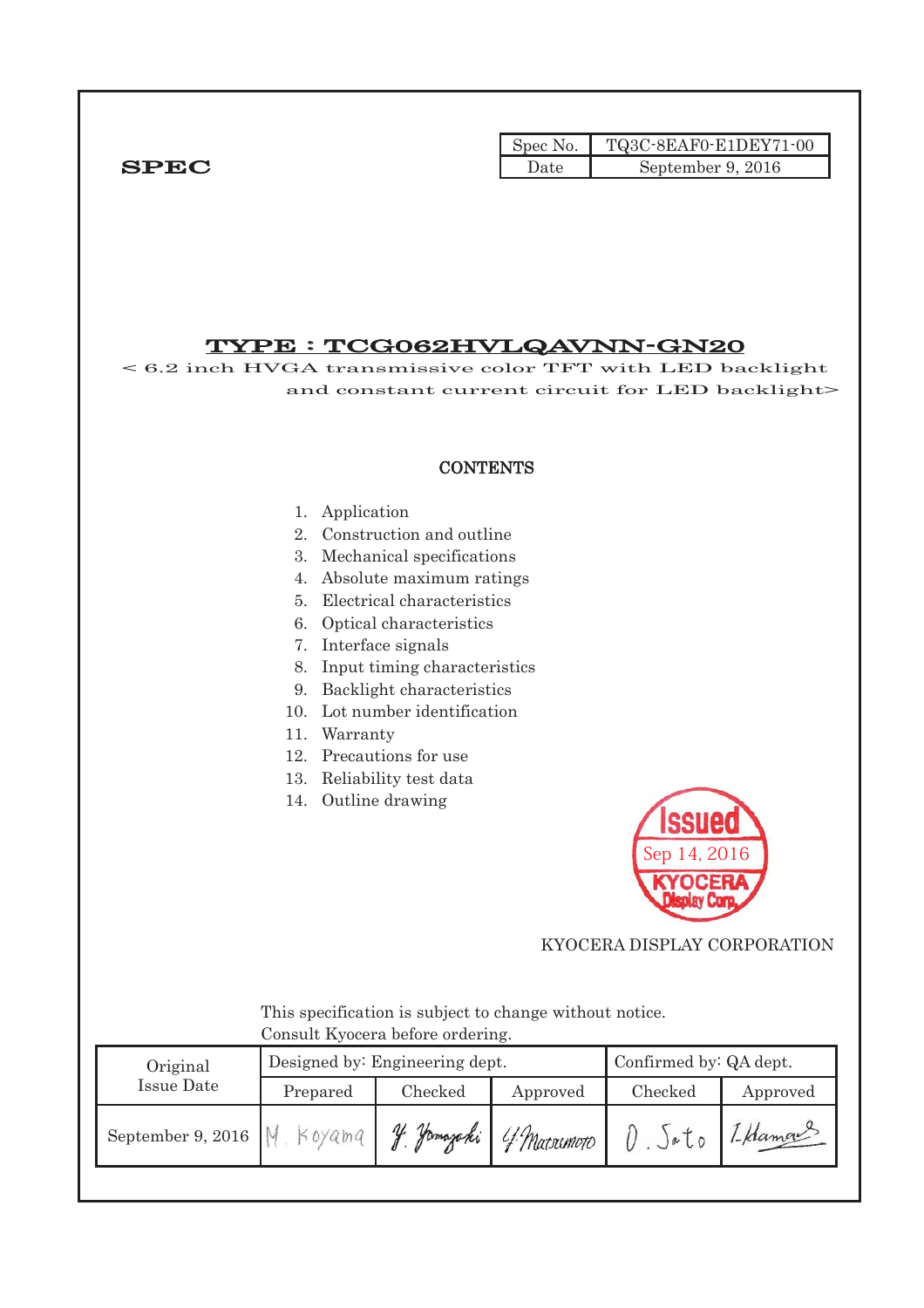**SPEC**

| Spec No. | TQ3C-8EAF0-E1DEY71-00 |
| --- | --- |
| Date | September 9, 2016 |

# TYPE : TCG062HVLQAVNN-GN20

< 6.2 inch HVGA transmissive color TFT with LED backlight and constant current circuit for LED backlight>

## CONTENTS

1. Application
2. Construction and outline
3. Mechanical specifications
4. Absolute maximum ratings
5. Electrical characteristics
6. Optical characteristics
7. Interface signals
8. Input timing characteristics
9. Backlight characteristics
10. Lot number identification
11. Warranty
12. Precautions for use
13. Reliability test data
14. Outline drawing

Issued
Sep 14, 2016
KYOCERA Display Corp.

KYOCERA DISPLAY CORPORATION

This specification is subject to change without notice.
Consult Kyocera before ordering.

| Original Issue Date | Designed by: Engineering dept. | | | Confirmed by: QA dept. | |
| --- | --- | --- | --- | --- | --- |
| | Prepared | Checked | Approved | Checked | Approved |
| September 9, 2016 | M. Koyama | Y. Yamazaki | Y. Matsumoto | O. Sato | I. Hamano |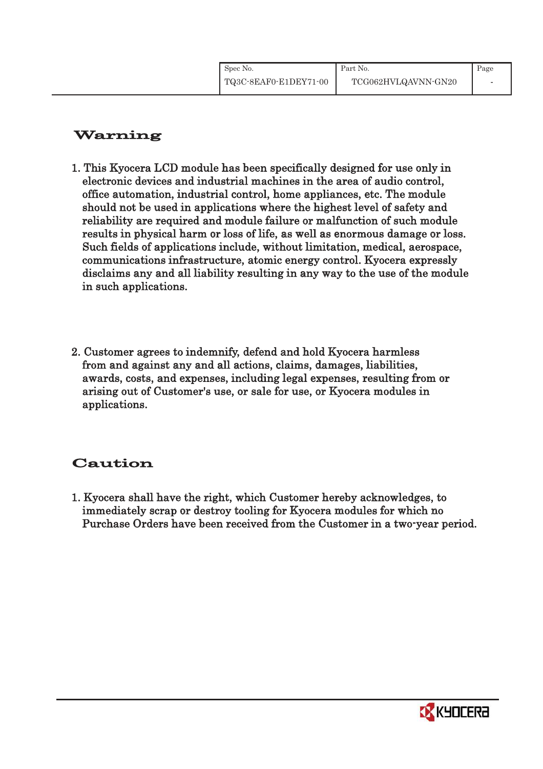## Warning

1. This Kyocera LCD module has been specifically designed for use only in electronic devices and industrial machines in the area of audio control, office automation, industrial control, home appliances, etc. The module should not be used in applications where the highest level of safety and reliability are required and module failure or malfunction of such module results in physical harm or loss of life, as well as enormous damage or loss. Such fields of applications include, without limitation, medical, aerospace, communications infrastructure, atomic energy control. Kyocera expressly disclaims any and all liability resulting in any way to the use of the module in such applications.

2. Customer agrees to indemnify, defend and hold Kyocera harmless from and against any and all actions, claims, damages, liabilities, awards, costs, and expenses, including legal expenses, resulting from or arising out of Customer's use, or sale for use, or Kyocera modules in applications.

## Caution

1. Kyocera shall have the right, which Customer hereby acknowledges, to immediately scrap or destroy tooling for Kyocera modules for which no Purchase Orders have been received from the Customer in a two-year period.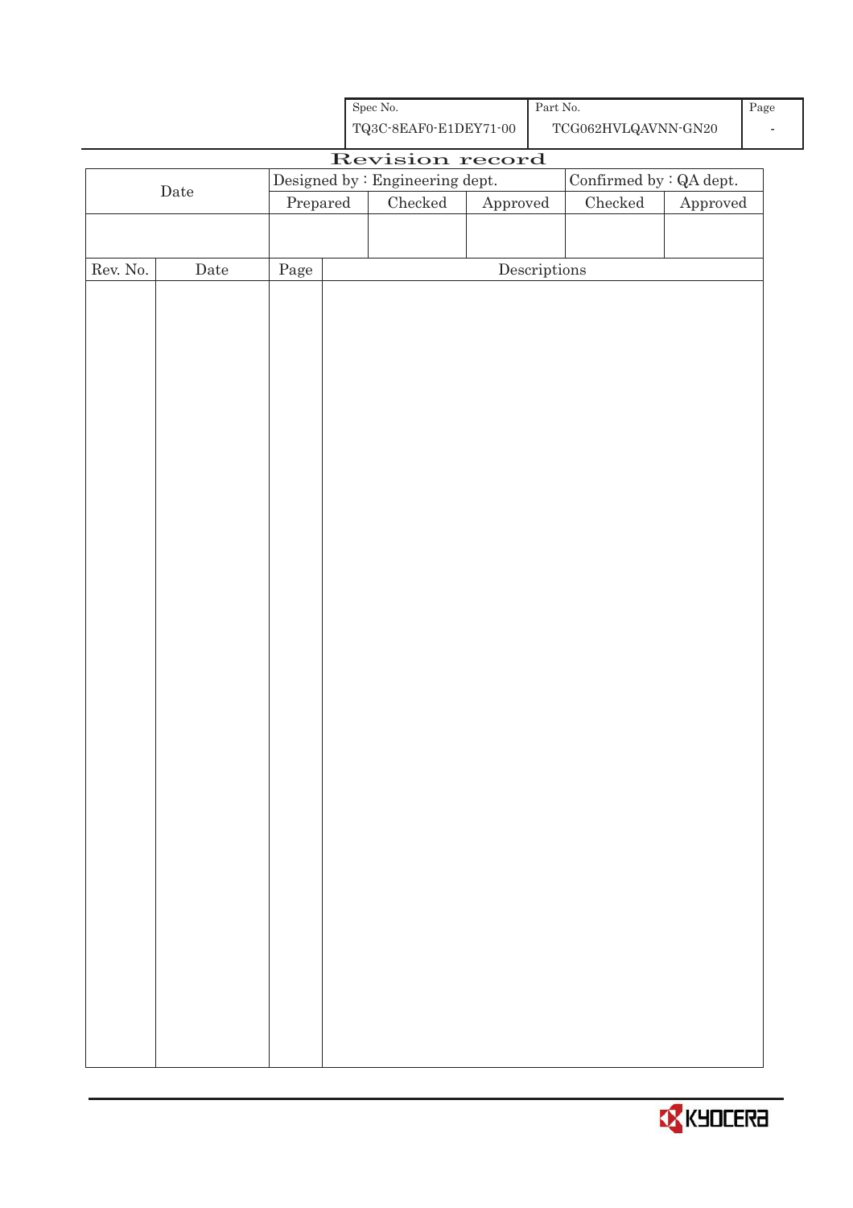| Spec No. | Part No. | Page |
| --- | --- | --- |
| TQ3C-8EAF0-E1DEY71-00 | TCG062HVLQAVNN-GN20 | - |

# Revision record

| Date | Designed by : Engineering dept. | | | Confirmed by : QA dept. | |
| --- | --- | --- | --- | --- | --- |
| | Prepared | Checked | Approved | Checked | Approved |
| | | | | | |

| Rev. No. | Date | Page | Descriptions |
| --- | --- | --- | --- |
| | | | |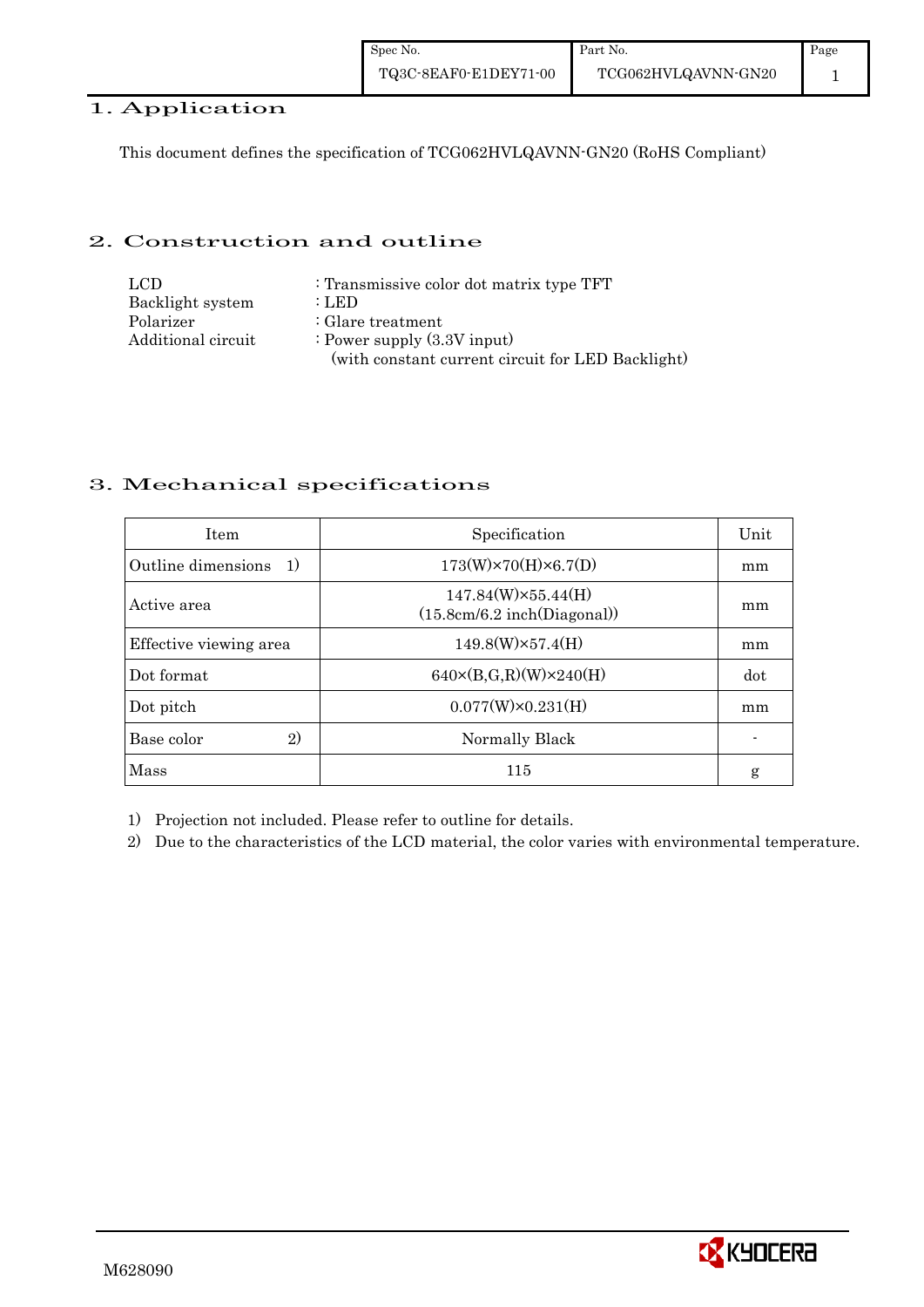## 1. Application

This document defines the specification of TCG062HVLQAVNN-GN20 (RoHS Compliant)

## 2. Construction and outline

LCD : Transmissive color dot matrix type TFT
Backlight system : LED
Polarizer : Glare treatment
Additional circuit : Power supply (3.3V input)
(with constant current circuit for LED Backlight)

## 3. Mechanical specifications

| Item | Specification | Unit |
|---|---|---|
| Outline dimensions 1) | 173(W)×70(H)×6.7(D) | mm |
| Active area | 147.84(W)×55.44(H)<br>(15.8cm/6.2 inch(Diagonal)) | mm |
| Effective viewing area | 149.8(W)×57.4(H) | mm |
| Dot format | 640×(B,G,R)(W)×240(H) | dot |
| Dot pitch | 0.077(W)×0.231(H) | mm |
| Base color 2) | Normally Black | - |
| Mass | 115 | g |

1) Projection not included. Please refer to outline for details.
2) Due to the characteristics of the LCD material, the color varies with environmental temperature.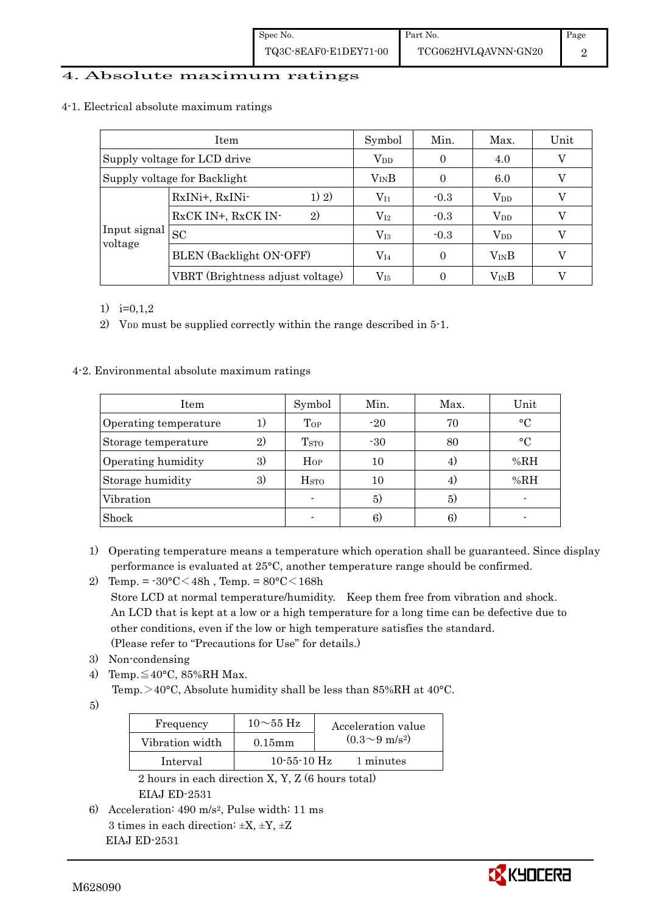# 4. Absolute maximum ratings

## 4-1. Electrical absolute maximum ratings

| Item | | Symbol | Min. | Max. | Unit |
|---|---|---|---|---|---|
| Supply voltage for LCD drive | | $V_{DD}$ | 0 | 4.0 | V |
| Supply voltage for Backlight | | $V_{IN}B$ | 0 | 6.0 | V |
| Input signal voltage | RxINi+, RxINi- 1) 2) | $V_{I1}$ | -0.3 | $V_{DD}$ | V |
| | RxCK IN+, RxCK IN- 2) | $V_{I2}$ | -0.3 | $V_{DD}$ | V |
| | SC | $V_{I3}$ | -0.3 | $V_{DD}$ | V |
| | BLEN (Backlight ON-OFF) | $V_{I4}$ | 0 | $V_{IN}B$ | V |
| | VBRT (Brightness adjust voltage) | $V_{I5}$ | 0 | $V_{IN}B$ | V |

1) i=0,1,2
2) $V_{DD}$ must be supplied correctly within the range described in 5-1.

## 4-2. Environmental absolute maximum ratings

| Item | Symbol | Min. | Max. | Unit |
|---|---|---|---|---|
| Operating temperature 1) | $T_{OP}$ | -20 | 70 | °C |
| Storage temperature 2) | $T_{STO}$ | -30 | 80 | °C |
| Operating humidity 3) | $H_{OP}$ | 10 | 4) | %RH |
| Storage humidity 3) | $H_{STO}$ | 10 | 4) | %RH |
| Vibration | - | 5) | 5) | - |
| Shock | - | 6) | 6) | - |

1) Operating temperature means a temperature which operation shall be guaranteed. Since display performance is evaluated at 25°C, another temperature range should be confirmed.
2) Temp. = -30°C＜48h , Temp. = 80°C＜168h
   Store LCD at normal temperature/humidity. Keep them free from vibration and shock.
   An LCD that is kept at a low or a high temperature for a long time can be defective due to other conditions, even if the low or high temperature satisfies the standard.
   (Please refer to "Precautions for Use" for details.)
3) Non-condensing
4) Temp.≦40°C, 85%RH Max.
   Temp.＞40°C, Absolute humidity shall be less than 85%RH at 40°C.
5)

| Frequency | 10～55 Hz | Acceleration value ($0.3$～$9\ m/s^2$) |
|---|---|---|
| Vibration width | 0.15mm | |
| Interval | 10-55-10 Hz | 1 minutes |

   2 hours in each direction X, Y, Z (6 hours total)
   EIAJ ED-2531
6) Acceleration: 490 $m/s^2$, Pulse width: 11 ms
   3 times in each direction: ±X, ±Y, ±Z
   EIAJ ED-2531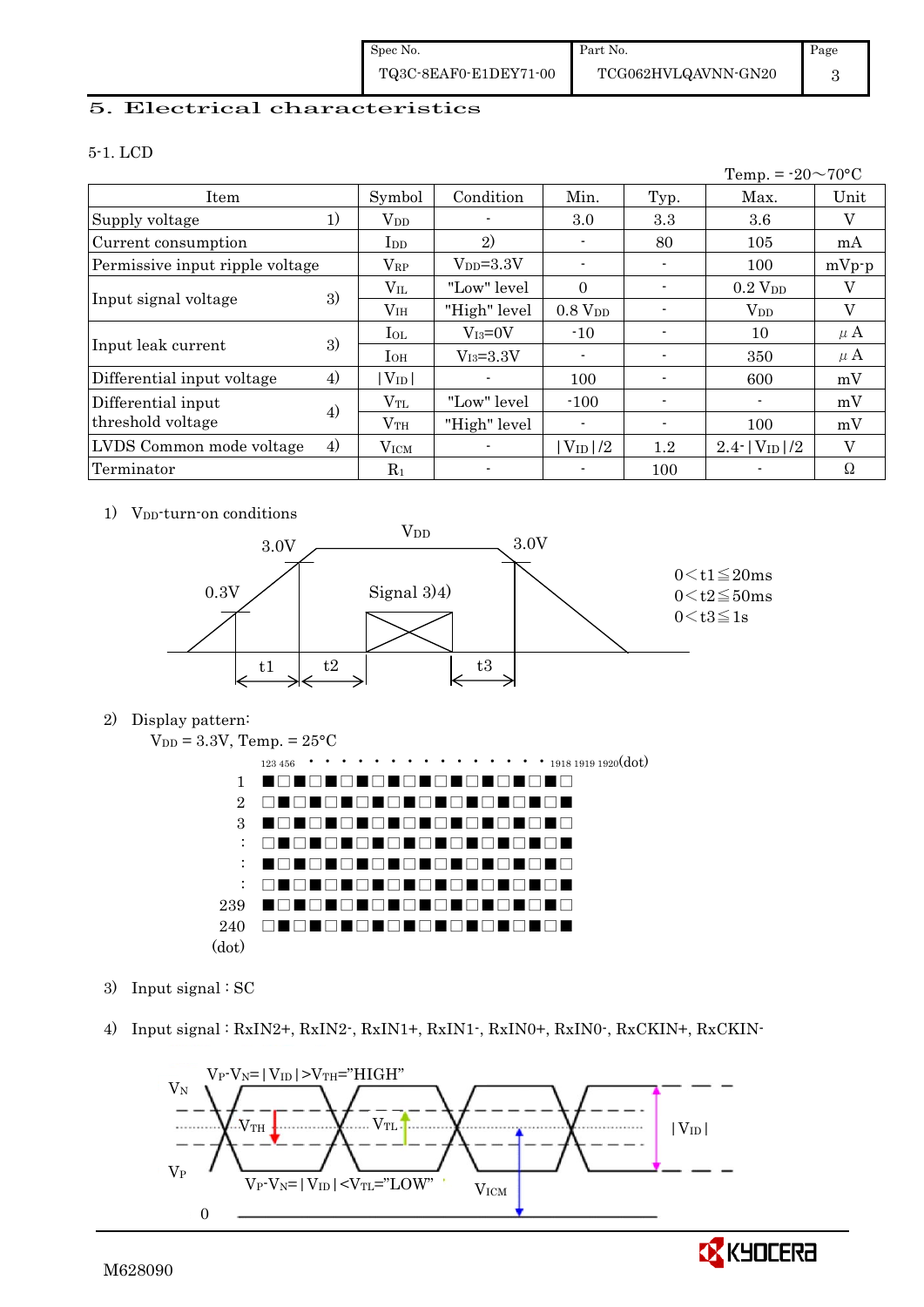## 5. Electrical characteristics

### 5-1. LCD

Temp. = -20～70°C

| Item | | Symbol | Condition | Min. | Typ. | Max. | Unit |
|---|---|---|---|---|---|---|---|
| Supply voltage | 1) | $V_{DD}$ | - | 3.0 | 3.3 | 3.6 | V |
| Current consumption | | $I_{DD}$ | 2) | - | 80 | 105 | mA |
| Permissive input ripple voltage | | $V_{RP}$ | $V_{DD}$=3.3V | - | - | 100 | mVp-p |
| Input signal voltage | 3) | $V_{IL}$ | "Low" level | 0 | - | 0.2 $V_{DD}$ | V |
| | | $V_{IH}$ | "High" level | 0.8 $V_{DD}$ | - | $V_{DD}$ | V |
| Input leak current | 3) | $I_{OL}$ | $V_{I3}$=0V | -10 | - | 10 | μA |
| | | $I_{OH}$ | $V_{I3}$=3.3V | - | - | 350 | μA |
| Differential input voltage | 4) | $\|V_{ID}\|$ | - | 100 | - | 600 | mV |
| Differential input threshold voltage | 4) | $V_{TL}$ | "Low" level | -100 | - | - | mV |
| | | $V_{TH}$ | "High" level | - | - | 100 | mV |
| LVDS Common mode voltage | 4) | $V_{ICM}$ | - | $\|V_{ID}\|$/2 | 1.2 | 2.4-$\|V_{ID}\|$/2 | V |
| Terminator | | $R_1$ | - | - | 100 | - | Ω |

1) $V_{DD}$-turn-on conditions

$V_{DD}$: 0.3V, 3.0V, 3.0V; Signal 3)4); t1, t2, t3

$0 < t1 \leqq 20ms$
$0 < t2 \leqq 50ms$
$0 < t3 \leqq 1s$

2) Display pattern:

$V_{DD}$ = 3.3V, Temp. = 25°C

```
       1 2 3 4 5 6 · · · · · · · · · · · · · · · · 1918 1919 1920 (dot)
  1    ■□■□■□■□■□■□■□■□■□■□
  2    □■□■□■□■□■□■□■□■□■□■
  3    ■□■□■□■□■□■□■□■□■□■□
  :    □■□■□■□■□■□■□■□■□■□■
  :    ■□■□■□■□■□■□■□■□■□■□
  :    □■□■□■□■□■□■□■□■□■□■
239    ■□■□■□■□■□■□■□■□■□■□
240    □■□■□■□■□■□■□■□■□■□■
(dot)
```

3) Input signal : SC

4) Input signal : RxIN2+, RxIN2-, RxIN1+, RxIN1-, RxIN0+, RxIN0-, RxCKIN+, RxCKIN-

$V_P - V_N = |V_{ID}| > V_{TH}$="HIGH"

$V_P - V_N = |V_{ID}| < V_{TL}$="LOW"

$V_N$, $V_P$, $V_{TH}$, $V_{TL}$, $V_{ICM}$, $|V_{ID}|$, 0

M628090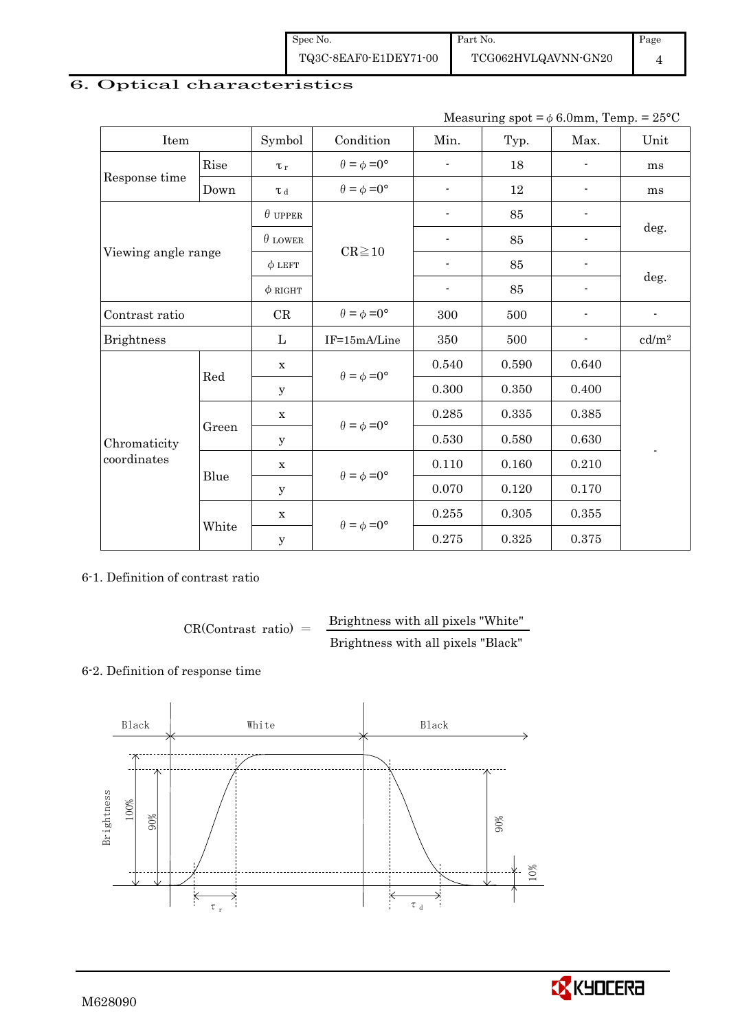## 6. Optical characteristics

Measuring spot = $\phi$ 6.0mm, Temp. = 25°C

| Item | | Symbol | Condition | Min. | Typ. | Max. | Unit |
|---|---|---|---|---|---|---|---|
| Response time | Rise | $\tau_r$ | $\theta = \phi = 0°$ | - | 18 | - | ms |
| | Down | $\tau_d$ | $\theta = \phi = 0°$ | - | 12 | - | ms |
| Viewing angle range | | $\theta$ UPPER | CR≧10 | - | 85 | - | deg. |
| | | $\theta$ LOWER | | - | 85 | - | |
| | | $\phi$ LEFT | | - | 85 | - | deg. |
| | | $\phi$ RIGHT | | - | 85 | - | |
| Contrast ratio | | CR | $\theta = \phi = 0°$ | 300 | 500 | - | - |
| Brightness | | L | IF=15mA/Line | 350 | 500 | - | cd/m² |
| Chromaticity coordinates | Red | x | $\theta = \phi = 0°$ | 0.540 | 0.590 | 0.640 | - |
| | | y | | 0.300 | 0.350 | 0.400 | |
| | Green | x | $\theta = \phi = 0°$ | 0.285 | 0.335 | 0.385 | |
| | | y | | 0.530 | 0.580 | 0.630 | |
| | Blue | x | $\theta = \phi = 0°$ | 0.110 | 0.160 | 0.210 | |
| | | y | | 0.070 | 0.120 | 0.170 | |
| | White | x | $\theta = \phi = 0°$ | 0.255 | 0.305 | 0.355 | |
| | | y | | 0.275 | 0.325 | 0.375 | |

6-1. Definition of contrast ratio

$$\text{CR(Contrast ratio)} = \frac{\text{Brightness with all pixels "White"}}{\text{Brightness with all pixels "Black"}}$$

6-2. Definition of response time

Black | White | Black

Brightness: 100%, 90%, 90%, 10%

$\tau_r$ $\tau_d$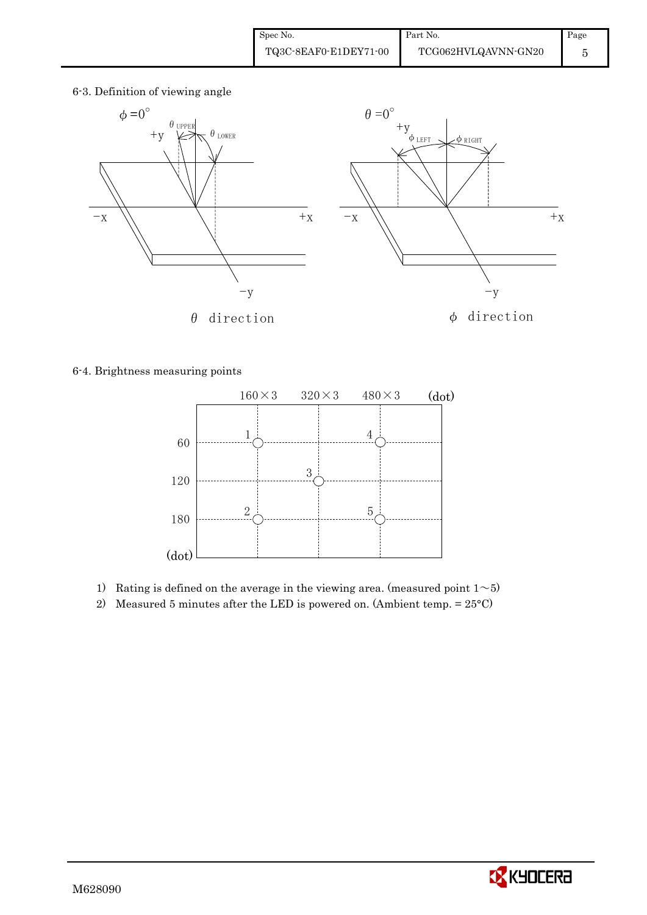### 6-3. Definition of viewing angle

$\phi = 0°$ — $\theta$ direction ($\theta_{UPPER}$, $\theta_{LOWER}$; axes +y, −y, −x, +x)

$\theta = 0°$ — $\phi$ direction ($\phi_{LEFT}$, $\phi_{RIGHT}$; axes +y, −y, −x, +x)

### 6-4. Brightness measuring points

| (dot) | 160×3 | 320×3 | 480×3 |
|---|---|---|---|
| 60 | 1 | | 4 |
| 120 | | 3 | |
| 180 | 2 | | 5 |

1) Rating is defined on the average in the viewing area. (measured point 1∼5)
2) Measured 5 minutes after the LED is powered on. (Ambient temp. = 25°C)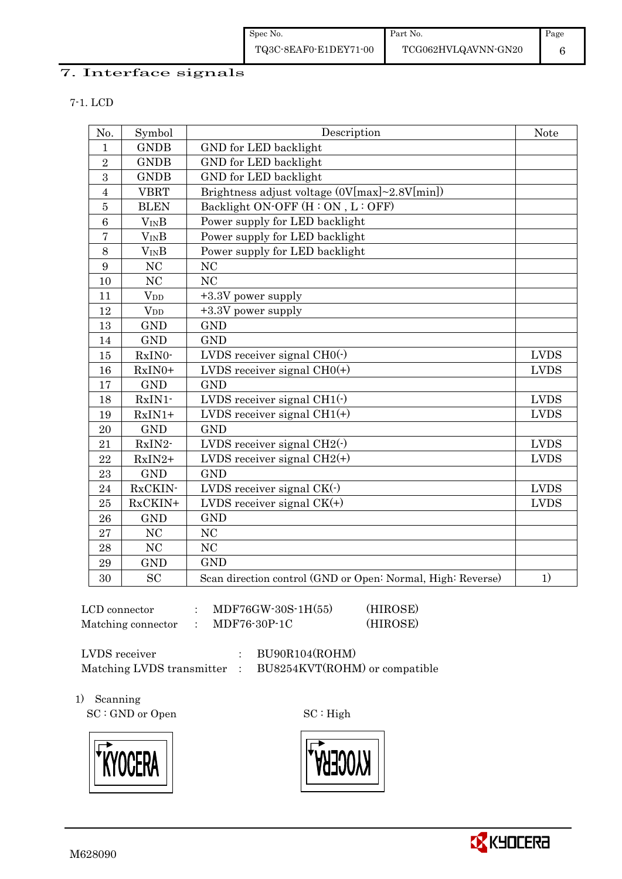## 7. Interface signals

### 7-1. LCD

| No. | Symbol | Description | Note |
|---|---|---|---|
| 1 | GNDB | GND for LED backlight | |
| 2 | GNDB | GND for LED backlight | |
| 3 | GNDB | GND for LED backlight | |
| 4 | VBRT | Brightness adjust voltage (0V[max]~2.8V[min]) | |
| 5 | BLEN | Backlight ON-OFF (H : ON , L : OFF) | |
| 6 | $V_{IN}B$ | Power supply for LED backlight | |
| 7 | $V_{IN}B$ | Power supply for LED backlight | |
| 8 | $V_{IN}B$ | Power supply for LED backlight | |
| 9 | NC | NC | |
| 10 | NC | NC | |
| 11 | $V_{DD}$ | +3.3V power supply | |
| 12 | $V_{DD}$ | +3.3V power supply | |
| 13 | GND | GND | |
| 14 | GND | GND | |
| 15 | RxIN0- | LVDS receiver signal CH0(-) | LVDS |
| 16 | RxIN0+ | LVDS receiver signal CH0(+) | LVDS |
| 17 | GND | GND | |
| 18 | RxIN1- | LVDS receiver signal CH1(-) | LVDS |
| 19 | RxIN1+ | LVDS receiver signal CH1(+) | LVDS |
| 20 | GND | GND | |
| 21 | RxIN2- | LVDS receiver signal CH2(-) | LVDS |
| 22 | RxIN2+ | LVDS receiver signal CH2(+) | LVDS |
| 23 | GND | GND | |
| 24 | RxCKIN- | LVDS receiver signal CK(-) | LVDS |
| 25 | RxCKIN+ | LVDS receiver signal CK(+) | LVDS |
| 26 | GND | GND | |
| 27 | NC | NC | |
| 28 | NC | NC | |
| 29 | GND | GND | |
| 30 | SC | Scan direction control (GND or Open: Normal, High: Reverse) | 1) |

LCD connector : MDF76GW-30S-1H(55) (HIROSE)
Matching connector : MDF76-30P-1C (HIROSE)

LVDS receiver : BU90R104(ROHM)
Matching LVDS transmitter : BU8254KVT(ROHM) or compatible

1) Scanning

SC : GND or Open

KYOCERA

SC : High

KYOCERA (reversed)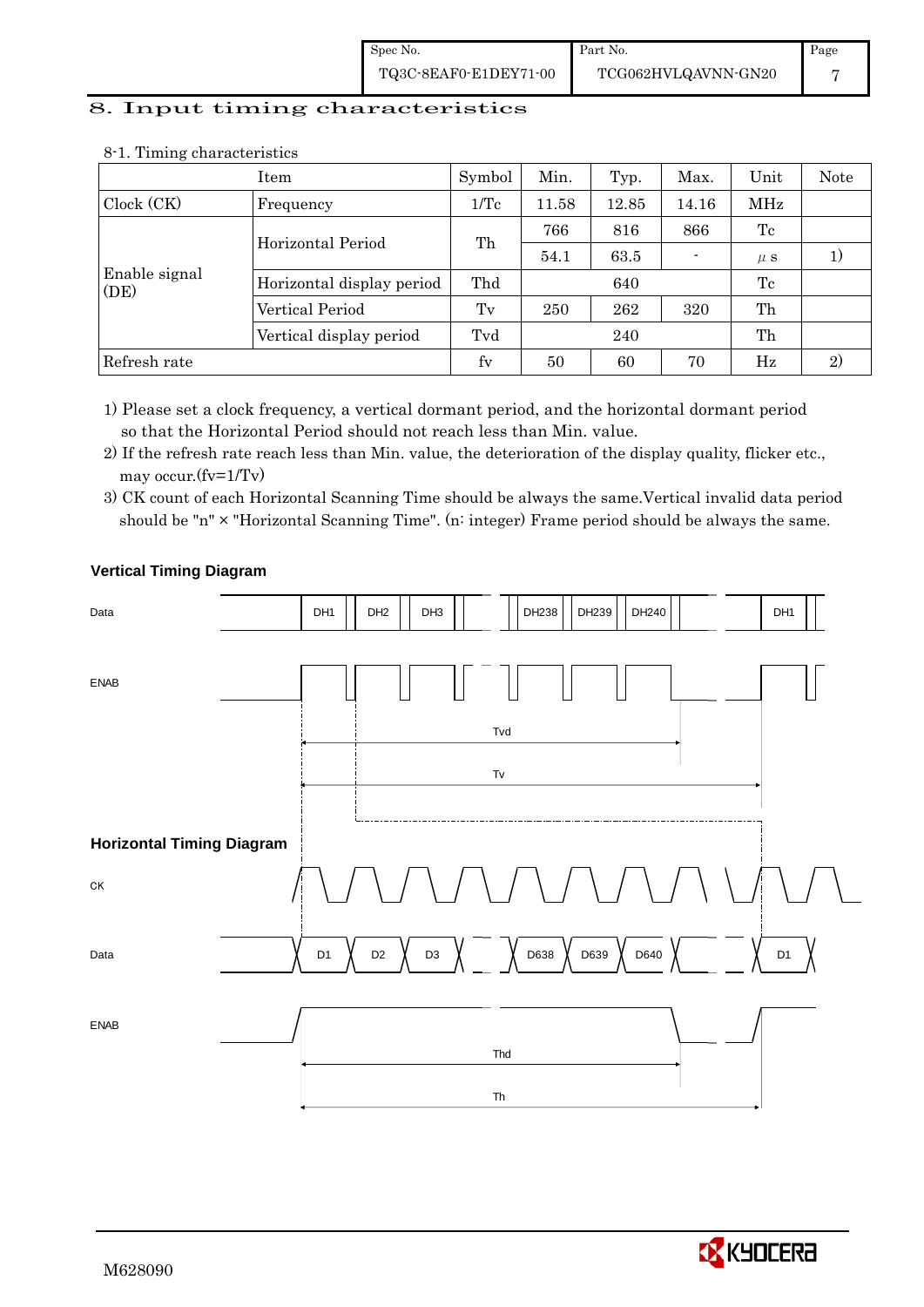# 8. Input timing characteristics

8-1. Timing characteristics

| Item | | Symbol | Min. | Typ. | Max. | Unit | Note |
|---|---|---|---|---|---|---|---|
| Clock (CK) | Frequency | 1/Tc | 11.58 | 12.85 | 14.16 | MHz | |
| Enable signal (DE) | Horizontal Period | Th | 766 | 816 | 866 | Tc | |
| | | | 54.1 | 63.5 | - | $\mu$ s | 1) |
| | Horizontal display period | Thd | | 640 | | Tc | |
| | Vertical Period | Tv | 250 | 262 | 320 | Th | |
| | Vertical display period | Tvd | | 240 | | Th | |
| Refresh rate | | fv | 50 | 60 | 70 | Hz | 2) |

1) Please set a clock frequency, a vertical dormant period, and the horizontal dormant period so that the Horizontal Period should not reach less than Min. value.

2) If the refresh rate reach less than Min. value, the deterioration of the display quality, flicker etc., may occur.(fv=1/Tv)

3) CK count of each Horizontal Scanning Time should be always the same.Vertical invalid data period should be "n" × "Horizontal Scanning Time". (n: integer) Frame period should be always the same.

**Vertical Timing Diagram**

Data: DH1, DH2, DH3, ... DH238, DH239, DH240, ... DH1

ENAB

Tvd

Tv

**Horizontal Timing Diagram**

CK

Data: D1, D2, D3, ... D638, D639, D640, ... D1

ENAB

Thd

Th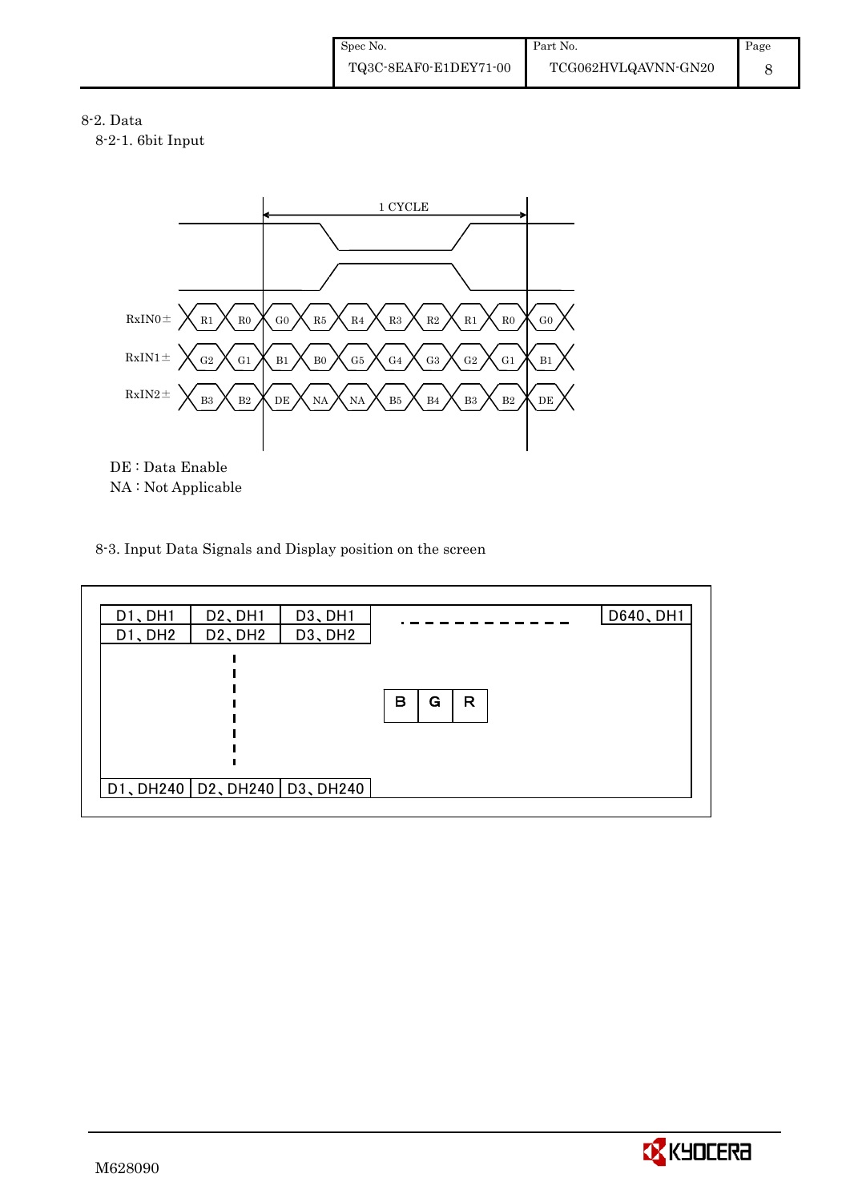8-2. Data

8-2-1. 6bit Input

| | | | | | | | | | |
|---|---|---|---|---|---|---|---|---|---|
| RxIN0± | R1 | R0 | G0 | R5 | R4 | R3 | R2 | R1 | R0 | G0 |
| RxIN1± | G2 | G1 | B1 | B0 | G5 | G4 | G3 | G2 | G1 | B1 |
| RxIN2± | B3 | B2 | DE | NA | NA | B5 | B4 | B3 | B2 | DE |

1 CYCLE

DE : Data Enable

NA : Not Applicable

8-3. Input Data Signals and Display position on the screen

| | | | | |
|---|---|---|---|---|
| D1、DH1 | D2、DH1 | D3、DH1 | - - - - - - - - - - - - | D640、DH1 |
| D1、DH2 | D2、DH2 | D3、DH2 | | |
| | ⋮ | | B \| G \| R | |
| D1、DH240 | D2、DH240 | D3、DH240 | | |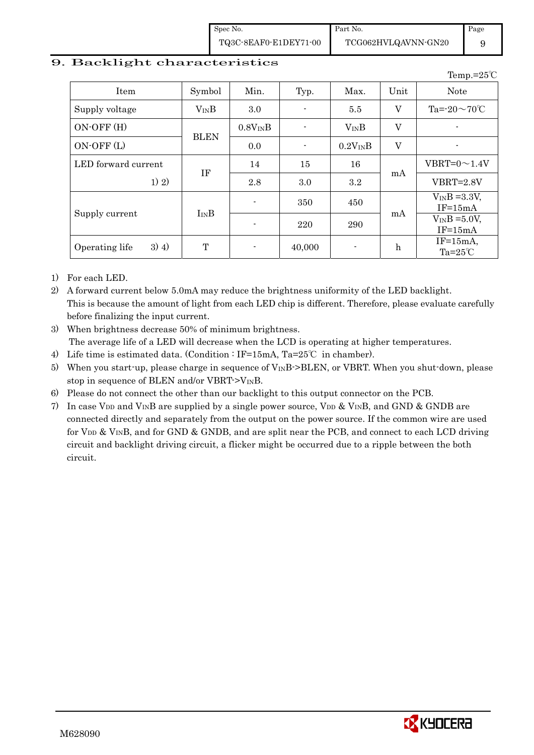## 9. Backlight characteristics

Temp.=25℃

| Item | Symbol | Min. | Typ. | Max. | Unit | Note |
|---|---|---|---|---|---|---|
| Supply voltage | $V_{IN}B$ | 3.0 | - | 5.5 | V | Ta=-20～70℃ |
| ON-OFF (H) | BLEN | $0.8V_{IN}B$ | - | $V_{IN}B$ | V | - |
| ON-OFF (L) | | 0.0 | - | $0.2V_{IN}B$ | V | - |
| LED forward current 1) 2) | IF | 14 | 15 | 16 | mA | VBRT=0～1.4V |
| | | 2.8 | 3.0 | 3.2 | | VBRT=2.8V |
| Supply current | $I_{IN}B$ | - | 350 | 450 | mA | $V_{IN}B$ =3.3V, IF=15mA |
| | | - | 220 | 290 | | $V_{IN}B$ =5.0V, IF=15mA |
| Operating life 3) 4) | T | - | 40,000 | - | h | IF=15mA, Ta=25℃ |

1) For each LED.
2) A forward current below 5.0mA may reduce the brightness uniformity of the LED backlight. This is because the amount of light from each LED chip is different. Therefore, please evaluate carefully before finalizing the input current.
3) When brightness decrease 50% of minimum brightness. The average life of a LED will decrease when the LCD is operating at higher temperatures.
4) Life time is estimated data. (Condition : IF=15mA, Ta=25℃ in chamber).
5) When you start-up, please charge in sequence of $V_{IN}B$->BLEN, or VBRT. When you shut-down, please stop in sequence of BLEN and/or VBRT->$V_{IN}B$.
6) Please do not connect the other than our backlight to this output connector on the PCB.
7) In case $V_{DD}$ and $V_{IN}B$ are supplied by a single power source, $V_{DD}$ & $V_{IN}B$, and GND & GNDB are connected directly and separately from the output on the power source. If the common wire are used for $V_{DD}$ & $V_{IN}B$, and for GND & GNDB, and are split near the PCB, and connect to each LCD driving circuit and backlight driving circuit, a flicker might be occurred due to a ripple between the both circuit.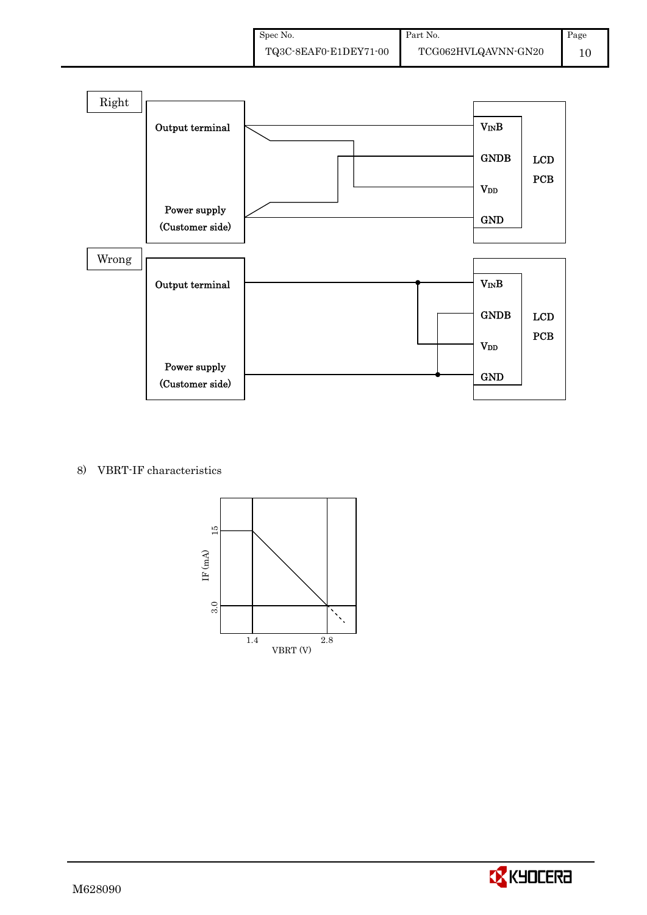Right

Output terminal

Power supply
(Customer side)

$V_{IN}B$

GNDB

$V_{DD}$

GND

LCD
PCB

Wrong

Output terminal

Power supply
(Customer side)

$V_{IN}B$

GNDB

$V_{DD}$

GND

LCD
PCB

8) VBRT-IF characteristics

IF (mA)

15

3.0

1.4

2.8

VBRT (V)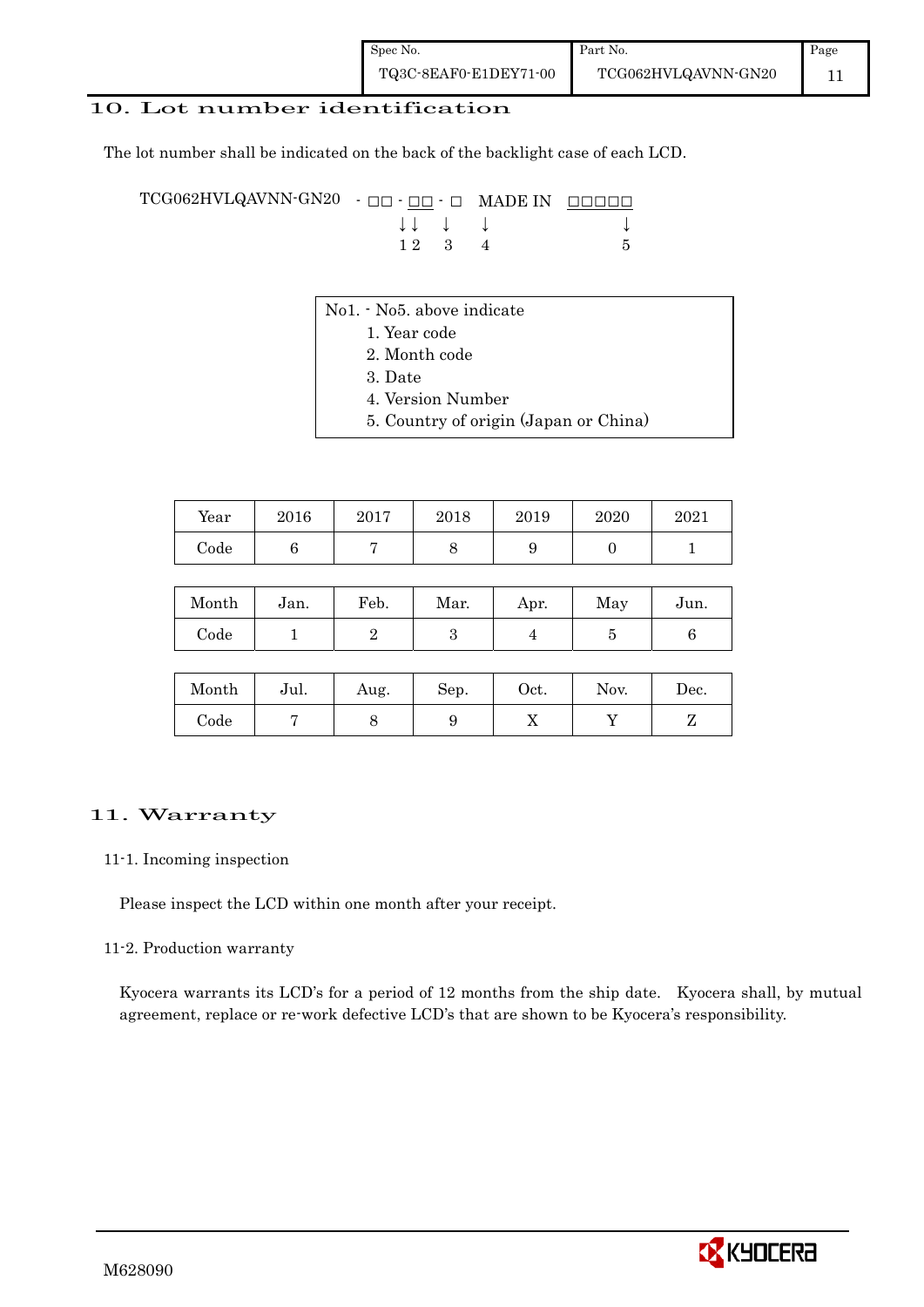## 10. Lot number identification

The lot number shall be indicated on the back of the backlight case of each LCD.

```
TCG062HVLQAVNN-GN20  - □□ - □□ - □   MADE IN  □□□□□
                        ↓↓   ↓    ↓              ↓
                        1 2  3    4              5
```

No1. - No5. above indicate

1. Year code
2. Month code
3. Date
4. Version Number
5. Country of origin (Japan or China)

| Year | 2016 | 2017 | 2018 | 2019 | 2020 | 2021 |
|---|---|---|---|---|---|---|
| Code | 6 | 7 | 8 | 9 | 0 | 1 |

| Month | Jan. | Feb. | Mar. | Apr. | May | Jun. |
|---|---|---|---|---|---|---|
| Code | 1 | 2 | 3 | 4 | 5 | 6 |

| Month | Jul. | Aug. | Sep. | Oct. | Nov. | Dec. |
|---|---|---|---|---|---|---|
| Code | 7 | 8 | 9 | X | Y | Z |

## 11. Warranty

### 11-1. Incoming inspection

Please inspect the LCD within one month after your receipt.

### 11-2. Production warranty

Kyocera warrants its LCD's for a period of 12 months from the ship date. Kyocera shall, by mutual agreement, replace or re-work defective LCD's that are shown to be Kyocera's responsibility.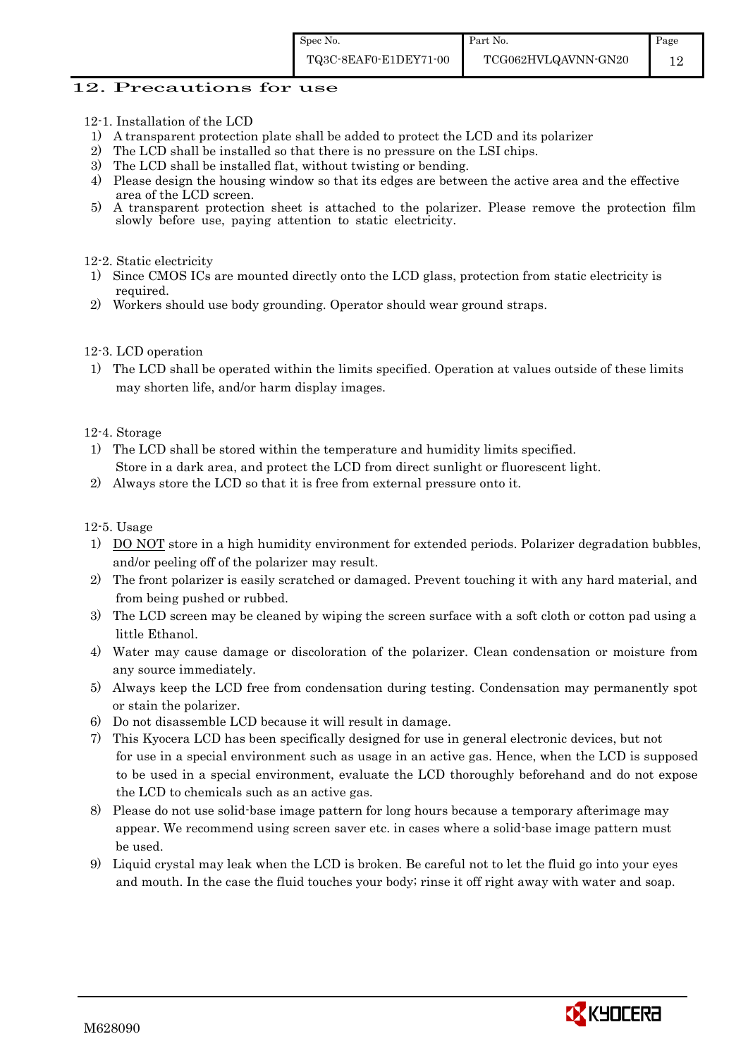## 12. Precautions for use

### 12-1. Installation of the LCD

1) A transparent protection plate shall be added to protect the LCD and its polarizer
2) The LCD shall be installed so that there is no pressure on the LSI chips.
3) The LCD shall be installed flat, without twisting or bending.
4) Please design the housing window so that its edges are between the active area and the effective area of the LCD screen.
5) A transparent protection sheet is attached to the polarizer. Please remove the protection film slowly before use, paying attention to static electricity.

### 12-2. Static electricity

1) Since CMOS ICs are mounted directly onto the LCD glass, protection from static electricity is required.
2) Workers should use body grounding. Operator should wear ground straps.

### 12-3. LCD operation

1) The LCD shall be operated within the limits specified. Operation at values outside of these limits may shorten life, and/or harm display images.

### 12-4. Storage

1) The LCD shall be stored within the temperature and humidity limits specified.
   Store in a dark area, and protect the LCD from direct sunlight or fluorescent light.
2) Always store the LCD so that it is free from external pressure onto it.

### 12-5. Usage

1) DO NOT store in a high humidity environment for extended periods. Polarizer degradation bubbles, and/or peeling off of the polarizer may result.
2) The front polarizer is easily scratched or damaged. Prevent touching it with any hard material, and from being pushed or rubbed.
3) The LCD screen may be cleaned by wiping the screen surface with a soft cloth or cotton pad using a little Ethanol.
4) Water may cause damage or discoloration of the polarizer. Clean condensation or moisture from any source immediately.
5) Always keep the LCD free from condensation during testing. Condensation may permanently spot or stain the polarizer.
6) Do not disassemble LCD because it will result in damage.
7) This Kyocera LCD has been specifically designed for use in general electronic devices, but not for use in a special environment such as usage in an active gas. Hence, when the LCD is supposed to be used in a special environment, evaluate the LCD thoroughly beforehand and do not expose the LCD to chemicals such as an active gas.
8) Please do not use solid-base image pattern for long hours because a temporary afterimage may appear. We recommend using screen saver etc. in cases where a solid-base image pattern must be used.
9) Liquid crystal may leak when the LCD is broken. Be careful not to let the fluid go into your eyes and mouth. In the case the fluid touches your body; rinse it off right away with water and soap.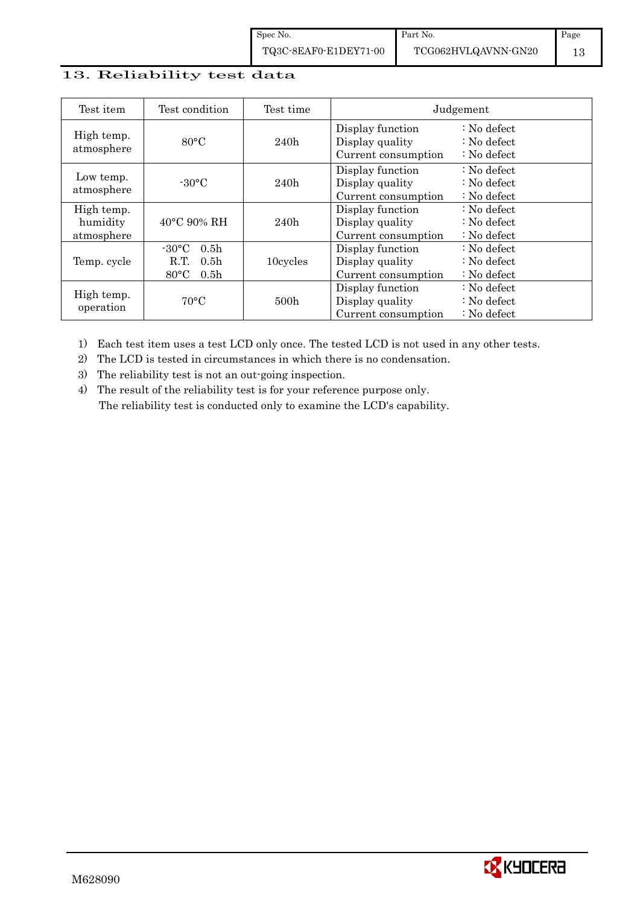## 13. Reliability test data

| Test item | Test condition | Test time | Judgement | |
|---|---|---|---|---|
| High temp. atmosphere | 80°C | 240h | Display function<br>Display quality<br>Current consumption | : No defect<br>: No defect<br>: No defect |
| Low temp. atmosphere | -30°C | 240h | Display function<br>Display quality<br>Current consumption | : No defect<br>: No defect<br>: No defect |
| High temp. humidity atmosphere | 40°C 90% RH | 240h | Display function<br>Display quality<br>Current consumption | : No defect<br>: No defect<br>: No defect |
| Temp. cycle | -30°C 0.5h<br>R.T. 0.5h<br>80°C 0.5h | 10cycles | Display function<br>Display quality<br>Current consumption | : No defect<br>: No defect<br>: No defect |
| High temp. operation | 70°C | 500h | Display function<br>Display quality<br>Current consumption | : No defect<br>: No defect<br>: No defect |

1) Each test item uses a test LCD only once. The tested LCD is not used in any other tests.
2) The LCD is tested in circumstances in which there is no condensation.
3) The reliability test is not an out-going inspection.
4) The result of the reliability test is for your reference purpose only.
   The reliability test is conducted only to examine the LCD's capability.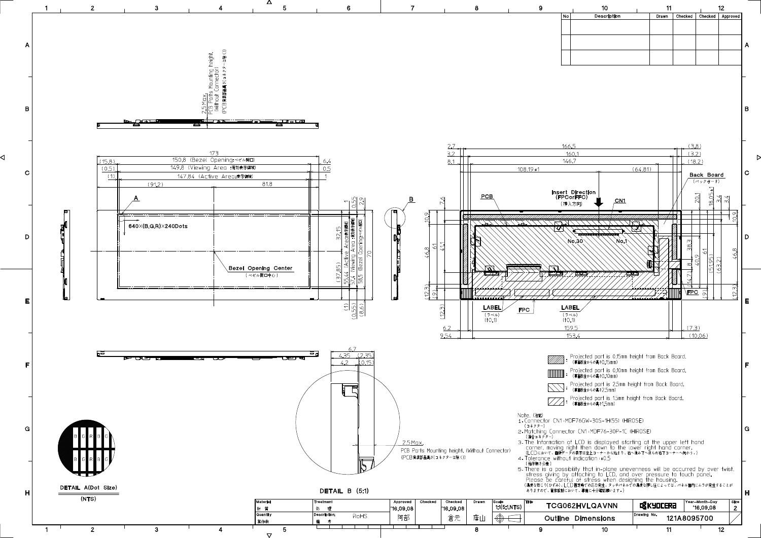| No | Description | Drawn | Checked | Checked | Approved |
|---|---|---|---|---|---|
| | | | | | |
| | | | | | |
| | | | | | |

2.5 Max. PCB Parts Mounting height. (Without Connector) (PCB実装部品高さ(コネクター除く))

173
(15.8) 150.8 (Bezel Opening:ベゼル開口) 6.4
(0.5) 149.8 (Viewing Area:有効表示領域) 0.5
(1) 147.84 (Active Area:表示領域) 1
(91.2) 81.8

A

640×(B,G,R)×240Dots

Bezel Opening Center (ベゼル開口中心)

0.55, 2.9, 32.15, (37.85), 55.44 (Active Area:表示領域), 57.4 (Viewing Area:有効表示領域), 58.5 (Bezel Opening:ベゼル開口), 70, (1), (0.55), (8.6)

B

2.7 166.5 (3.8)
3.2 160.1 (3.2)
8.1 146.7 (18.2)
108.19±1 (64.81)

PCB

Insert Direction (FPCorFFC) (挿入方向)

CN1

Back Board (バックボード)

No.30 No.1

7.6, 10.9, 46.8, 61, 41.1, (12.3), (9.1), (12.3), 20.1, 18.05±1, 3.4, 3.4, 10.9, 38.3, 40.9, 61, (51.95), (63.2), 46.8, (14.7), 8, (9.1), (12.3)

FPC

LABEL (ラベル) (t0.1) FPC LABEL (ラベル) (t0.1)

6.2 159.5 (7.3)
9.54 153.4 (10.06)

6.7
4.35 (2.35)
4.2 (0.15)

2.5 Max.
PCB Parts Mounting height. (Without Connector)
(PCB実装部品高さ(コネクター除く))

- Projected part is 0.15mm height from Back Board. (裏面板金からの高さ0.15mm)
- Projected part is 0.10mm height from Back Board. (裏面板金からの高さ0.10mm)
- Projected part is 2.5mm height from Back Board. (裏面板金からの高さ2.5mm)
- Projected part is 1.5mm height from Back Board. (裏面板金からの高さ1.5mm)

Note. (注記)
1. Connector CN1:MDF76GW-30S-1H(55) (HIROSE) (コネクター)
2. Matching Connector CN1:MDF76-30P-1C (HIROSE) (適合コネクター)
3. The Information of LCD is displayed starting at the upper left hand corner, moving right then down to the lower right hand corner. (LCDにおいて、画像データの表示は左上コーナーから始まり、右へ進み下へ送られ右下コーナーへ向かう。)
4. Tolerance without indication : ±0.5 (指示無き公差)
5. There is a possibility that in-plane unevenness will be occurred by over twist, stress giving by attaching to LCD, and over pressure to touch panel. Please be careful of stress when designing the housing. (過度な捻じり(ひずみ)、LCD固定時での応力発生、タッチパネルでの過度な押し圧によっては、パネル面内にムラが発生することがありますので、筐体設計において、事前に十分確認願います。)

B G R B G
B G R B G

DETAIL A(Dot Size)
(NTS)

DETAIL B (5:1)

| Material 材質 | Treatment 処理 | Approved | Checked | Checked | Drawn | Scale | Title | | Year-Month-Day | Size |
|---|---|---|---|---|---|---|---|---|---|---|
| | | '16.09.08 | | '16.09.08 | | 1:1(5:1,NTS) | TCG062HVLQAVNN | KYOCERA | '16.09.08 | 2 |
| Quantity 製作数 | Description; 備考 RoHS | 阿部 | | 倉元 | 薩山 | | Outline Dimensions | Drawing No. | 121A8095700 | |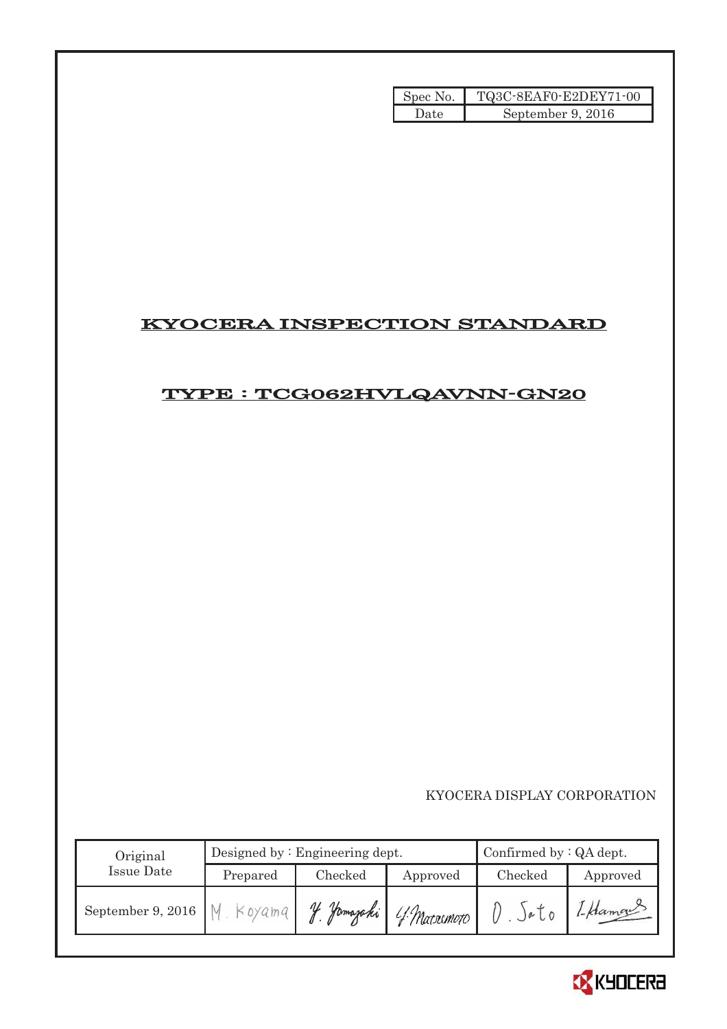| Spec No. | TQ3C-8EAF0-E2DEY71-00 |
|---|---|
| Date | September 9, 2016 |

# KYOCERA INSPECTION STANDARD

## TYPE : TCG062HVLQAVNN-GN20

KYOCERA DISPLAY CORPORATION

| Original Issue Date | Designed by : Engineering dept. | | | Confirmed by : QA dept. | |
|---|---|---|---|---|---|
| | Prepared | Checked | Approved | Checked | Approved |
| September 9, 2016 | M. Koyama | Y. Yamazaki | Y. Matsumoto | O. Sato | I. Hamano |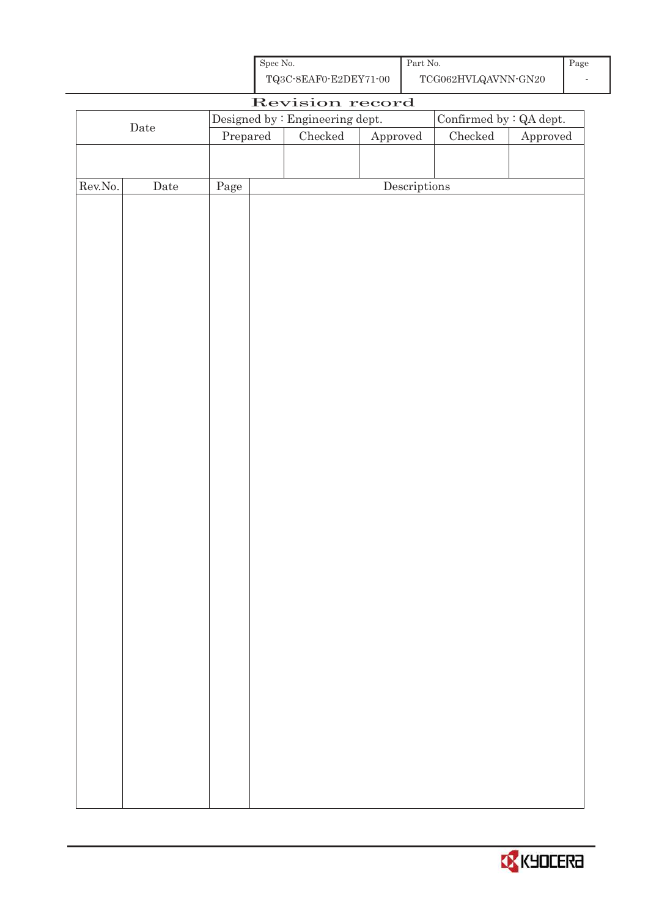| Spec No. | Part No. | Page |
|---|---|---|
| TQ3C-8EAF0-E2DEY71-00 | TCG062HVLQAVNN-GN20 | - |

# Revision record

| Date | Designed by : Engineering dept. | | | Confirmed by : QA dept. | |
|---|---|---|---|---|---|
| | Prepared | Checked | Approved | Checked | Approved |
| | | | | | |

| Rev.No. | Date | Page | Descriptions |
|---|---|---|---|
| | | | |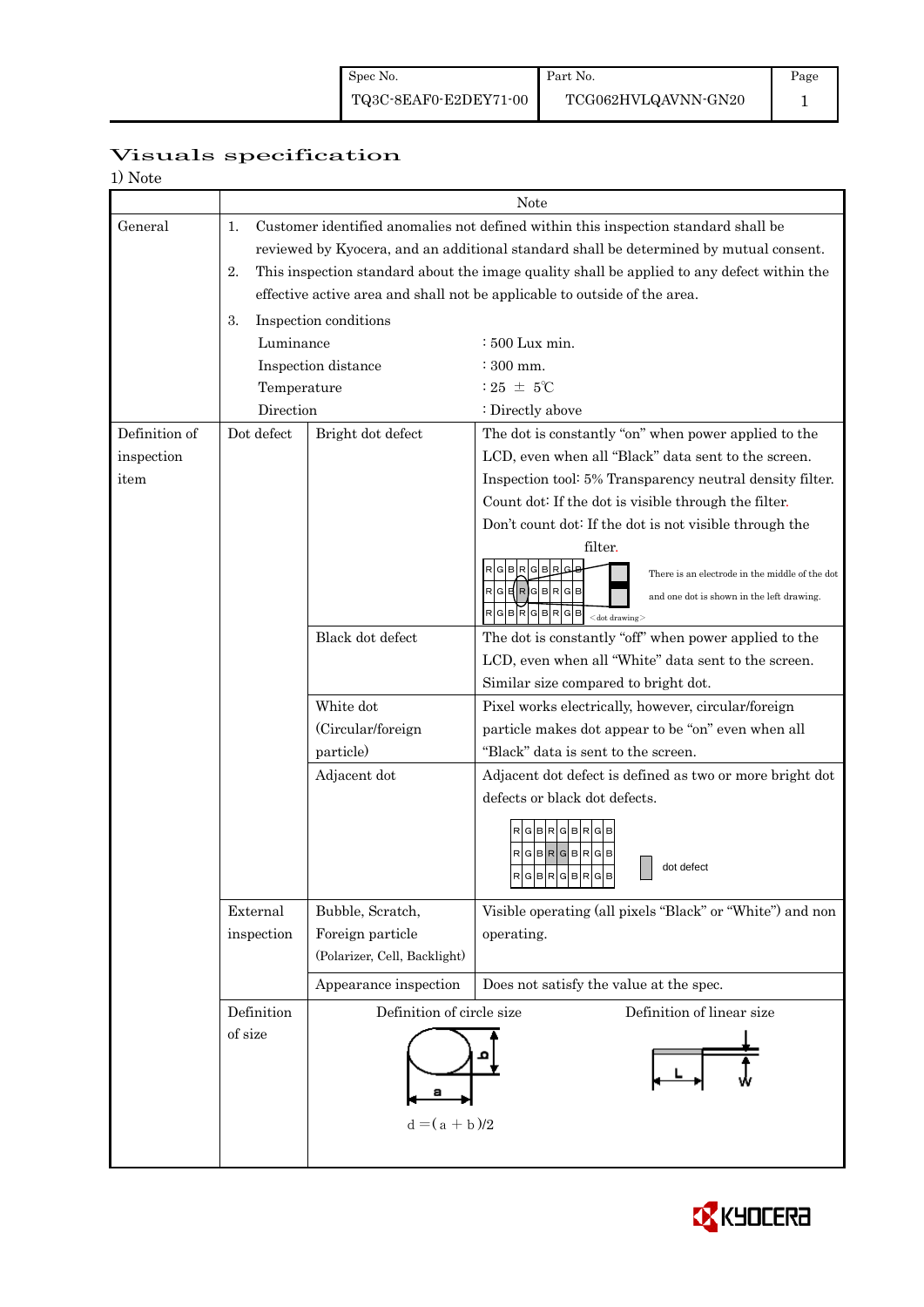| Spec No. | Part No. | Page |
|---|---|---|
| TQ3C-8EAF0-E2DEY71-00 | TCG062HVLQAVNN-GN20 | 1 |

# Visuals specification

1) Note

| | | | Note |
|---|---|---|---|
| General | 1. Customer identified anomalies not defined within this inspection standard shall be reviewed by Kyocera, and an additional standard shall be determined by mutual consent.<br>2. This inspection standard about the image quality shall be applied to any defect within the effective active area and shall not be applicable to outside of the area.<br>3. Inspection conditions<br>Luminance : 500 Lux min.<br>Inspection distance : 300 mm.<br>Temperature : 25 ± 5℃<br>Direction : Directly above | | |
| Definition of inspection item | Dot defect | Bright dot defect | The dot is constantly "on" when power applied to the LCD, even when all "Black" data sent to the screen.<br>Inspection tool: 5% Transparency neutral density filter.<br>Count dot: If the dot is visible through the filter.<br>Don't count dot: If the dot is not visible through the filter.<br>There is an electrode in the middle of the dot and one dot is shown in the left drawing. <dot drawing> |
| | | Black dot defect | The dot is constantly "off" when power applied to the LCD, even when all "White" data sent to the screen.<br>Similar size compared to bright dot. |
| | | White dot (Circular/foreign particle) | Pixel works electrically, however, circular/foreign particle makes dot appear to be "on" even when all "Black" data is sent to the screen. |
| | | Adjacent dot | Adjacent dot defect is defined as two or more bright dot defects or black dot defects.<br>dot defect |
| | External inspection | Bubble, Scratch, Foreign particle (Polarizer, Cell, Backlight) | Visible operating (all pixels "Black" or "White") and non operating. |
| | | Appearance inspection | Does not satisfy the value at the spec. |
| | Definition of size | Definition of circle size<br>$d = (a + b)/2$ | Definition of linear size<br>L, W |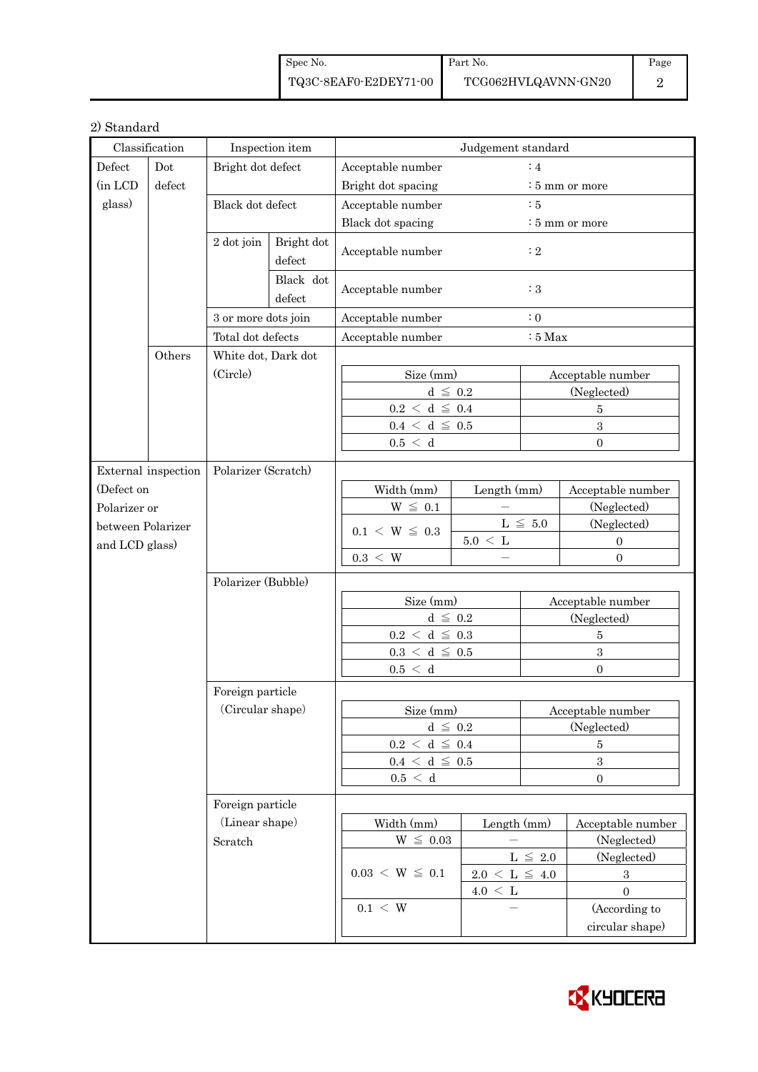2) Standard

| Classification | | Inspection item | | Judgement standard |
|---|---|---|---|---|
| Defect (in LCD glass) | Dot defect | Bright dot defect | | Acceptable number : 4<br>Bright dot spacing : 5 mm or more |
| | | Black dot defect | | Acceptable number : 5<br>Black dot spacing : 5 mm or more |
| | | 2 dot join | Bright dot defect | Acceptable number : 2 |
| | | | Black dot defect | Acceptable number : 3 |
| | | 3 or more dots join | | Acceptable number : 0 |
| | | Total dot defects | | Acceptable number : 5 Max |
| | Others | White dot, Dark dot (Circle) | | See table A |
| External inspection (Defect on Polarizer or between Polarizer and LCD glass) | | Polarizer (Scratch) | | See table B |
| | | Polarizer (Bubble) | | See table C |
| | | Foreign particle (Circular shape) | | See table D |
| | | Foreign particle (Linear shape) Scratch | | See table E |

Table A: White dot, Dark dot (Circle)

| Size (mm) | Acceptable number |
|---|---|
| d ≦ 0.2 | (Neglected) |
| 0.2 < d ≦ 0.4 | 5 |
| 0.4 < d ≦ 0.5 | 3 |
| 0.5 < d | 0 |

Table B: Polarizer (Scratch)

| Width (mm) | Length (mm) | Acceptable number |
|---|---|---|
| W ≦ 0.1 | ― | (Neglected) |
| 0.1 < W ≦ 0.3 | L ≦ 5.0 | (Neglected) |
| | 5.0 < L | 0 |
| 0.3 < W | ― | 0 |

Table C: Polarizer (Bubble)

| Size (mm) | Acceptable number |
|---|---|
| d ≦ 0.2 | (Neglected) |
| 0.2 < d ≦ 0.3 | 5 |
| 0.3 < d ≦ 0.5 | 3 |
| 0.5 < d | 0 |

Table D: Foreign particle (Circular shape)

| Size (mm) | Acceptable number |
|---|---|
| d ≦ 0.2 | (Neglected) |
| 0.2 < d ≦ 0.4 | 5 |
| 0.4 < d ≦ 0.5 | 3 |
| 0.5 < d | 0 |

Table E: Foreign particle (Linear shape), Scratch

| Width (mm) | Length (mm) | Acceptable number |
|---|---|---|
| W ≦ 0.03 | ― | (Neglected) |
| 0.03 < W ≦ 0.1 | L ≦ 2.0 | (Neglected) |
| | 2.0 < L ≦ 4.0 | 3 |
| | 4.0 < L | 0 |
| 0.1 < W | ― | (According to circular shape) |